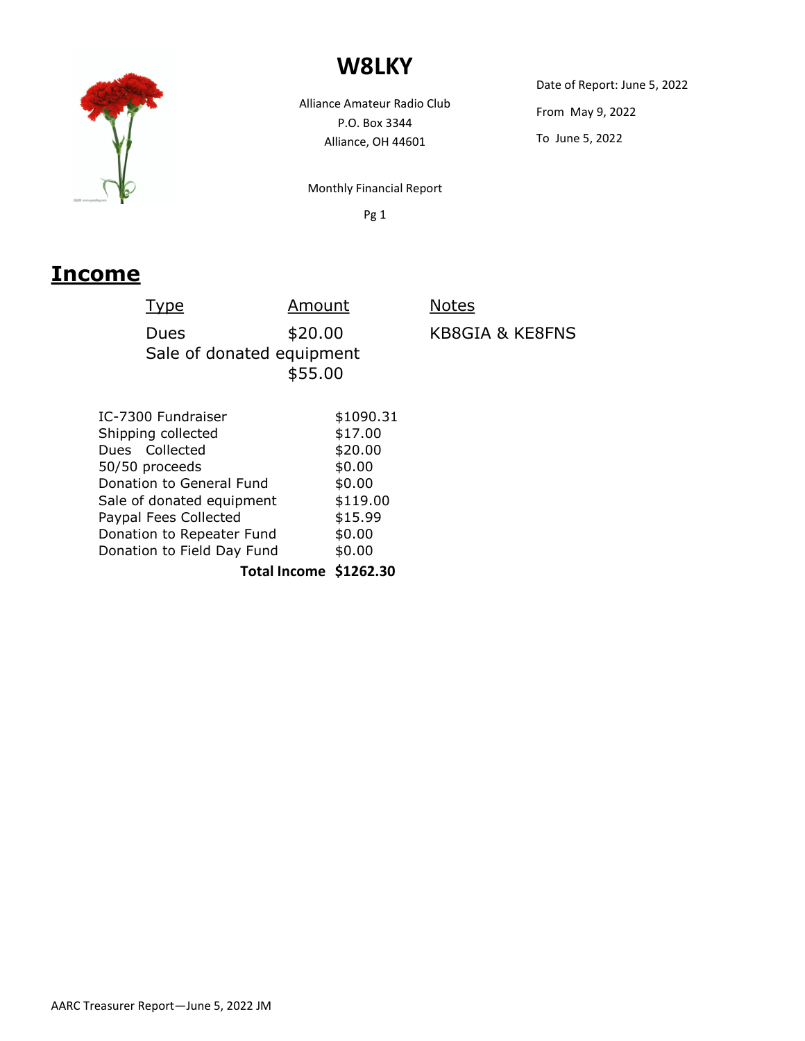# W8LKY

Alliance Amateur Radio Club
P.O. Box 3344
Alliance, OH 44601

Date of Report: June 5, 2022

From May 9, 2022

To June 5, 2022

Monthly Financial Report

Pg 1

## Income

| Type | Amount | Notes |
|---|---|---|
| Dues | $20.00 | KB8GIA & KE8FNS |
| Sale of donated equipment | $55.00 | |

| | |
|---|---|
| IC-7300 Fundraiser | $1090.31 |
| Shipping collected | $17.00 |
| Dues Collected | $20.00 |
| 50/50 proceeds | $0.00 |
| Donation to General Fund | $0.00 |
| Sale of donated equipment | $119.00 |
| Paypal Fees Collected | $15.99 |
| Donation to Repeater Fund | $0.00 |
| Donation to Field Day Fund | $0.00 |
| **Total Income** | **$1262.30** |

AARC Treasurer Report—June 5, 2022 JM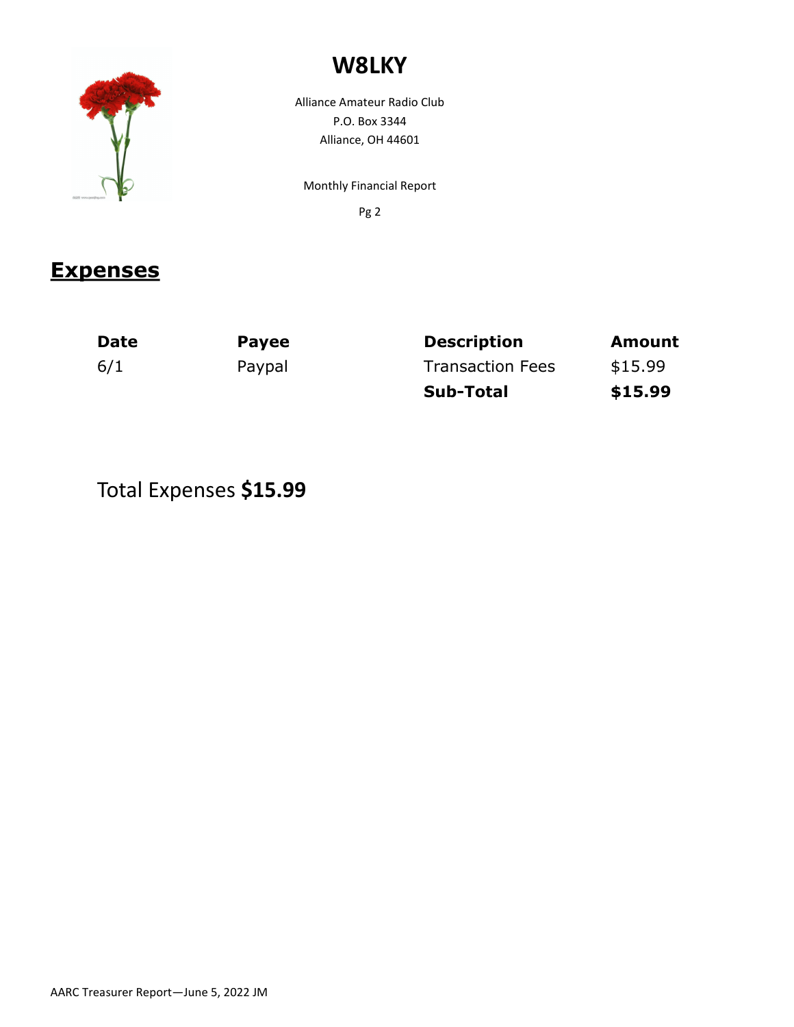# W8LKY

Alliance Amateur Radio Club
P.O. Box 3344
Alliance, OH 44601

Monthly Financial Report

Pg 2

## Expenses

| Date | Payee | Description | Amount |
| --- | --- | --- | --- |
| 6/1 | Paypal | Transaction Fees | $15.99 |
| | | **Sub-Total** | **$15.99** |

Total Expenses **$15.99**

AARC Treasurer Report—June 5, 2022 JM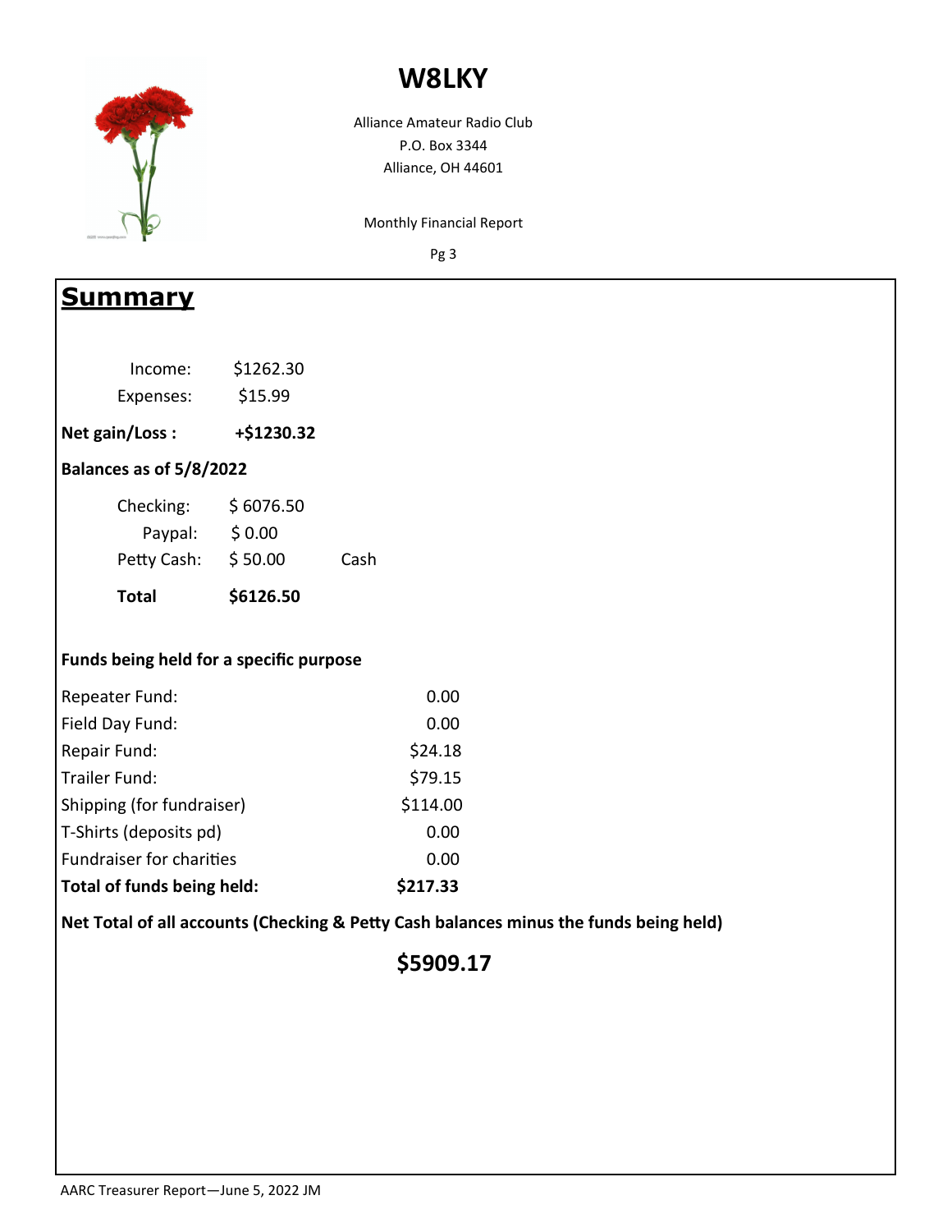# W8LKY

Alliance Amateur Radio Club
P.O. Box 3344
Alliance, OH 44601

Monthly Financial Report

Pg 3

## Summary

| | |
|---|---|
| Income: | $1262.30 |
| Expenses: | $15.99 |

**Net gain/Loss : +$1230.32**

**Balances as of 5/8/2022**

| | | |
|---|---|---|
| Checking: | $ 6076.50 | |
| Paypal: | $ 0.00 | |
| Petty Cash: | $ 50.00 | Cash |
| **Total** | **$6126.50** | |

**Funds being held for a specific purpose**

| | |
|---|---|
| Repeater Fund: | 0.00 |
| Field Day Fund: | 0.00 |
| Repair Fund: | $24.18 |
| Trailer Fund: | $79.15 |
| Shipping (for fundraiser) | $114.00 |
| T-Shirts (deposits pd) | 0.00 |
| Fundraiser for charities | 0.00 |
| **Total of funds being held:** | **$217.33** |

**Net Total of all accounts (Checking & Petty Cash balances minus the funds being held)**

**$5909.17**

AARC Treasurer Report—June 5, 2022 JM